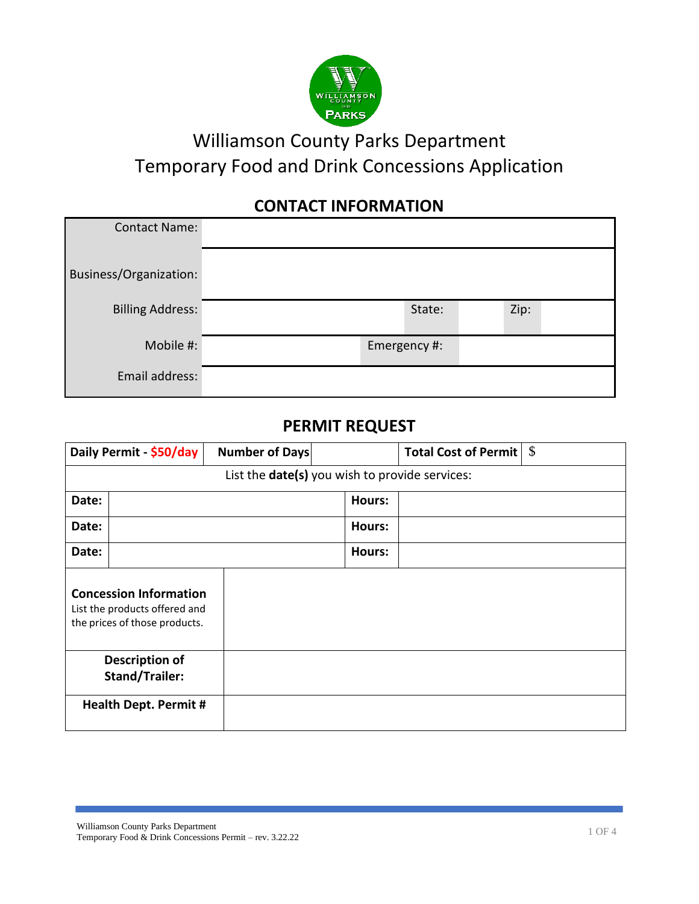# Williamson County Parks Department
# Temporary Food and Drink Concessions Application

## CONTACT INFORMATION

| | | | | | |
|---|---|---|---|---|---|
| Contact Name: | | | | | |
| Business/Organization: | | | | | |
| Billing Address: | | State: | | Zip: | |
| Mobile #: | | Emergency #: | | | |
| Email address: | | | | | |

## PERMIT REQUEST

| **Daily Permit - $50/day** | **Number of Days** | | **Total Cost of Permit** | $ |
|---|---|---|---|---|
| List the **date(s)** you wish to provide services: | | | | |
| **Date:** | | **Hours:** | | |
| **Date:** | | **Hours:** | | |
| **Date:** | | **Hours:** | | |
| **Concession Information** List the products offered and the prices of those products. | | | | |
| **Description of Stand/Trailer:** | | | | |
| **Health Dept. Permit #** | | | | |

Williamson County Parks Department
Temporary Food & Drink Concessions Permit – rev. 3.22.22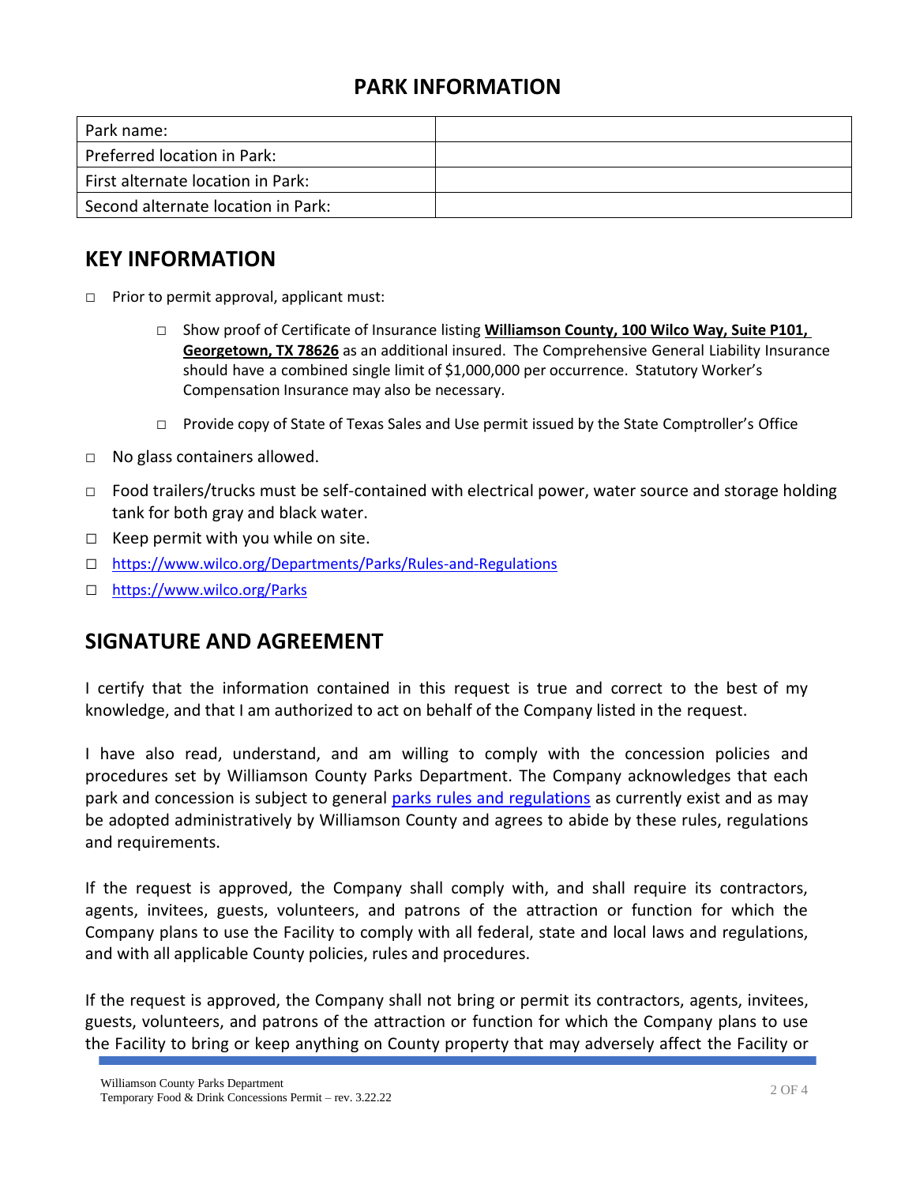## PARK INFORMATION

| Park name: | |
|---|---|
| Preferred location in Park: | |
| First alternate location in Park: | |
| Second alternate location in Park: | |

## KEY INFORMATION

- ☐ Prior to permit approval, applicant must:
  - ☐ Show proof of Certificate of Insurance listing **Williamson County, 100 Wilco Way, Suite P101, Georgetown, TX 78626** as an additional insured. The Comprehensive General Liability Insurance should have a combined single limit of $1,000,000 per occurrence. Statutory Worker's Compensation Insurance may also be necessary.
  - ☐ Provide copy of State of Texas Sales and Use permit issued by the State Comptroller's Office
- ☐ No glass containers allowed.
- ☐ Food trailers/trucks must be self-contained with electrical power, water source and storage holding tank for both gray and black water.
- ☐ Keep permit with you while on site.
- ☐ https://www.wilco.org/Departments/Parks/Rules-and-Regulations
- ☐ https://www.wilco.org/Parks

## SIGNATURE AND AGREEMENT

I certify that the information contained in this request is true and correct to the best of my knowledge, and that I am authorized to act on behalf of the Company listed in the request.

I have also read, understand, and am willing to comply with the concession policies and procedures set by Williamson County Parks Department. The Company acknowledges that each park and concession is subject to general parks rules and regulations as currently exist and as may be adopted administratively by Williamson County and agrees to abide by these rules, regulations and requirements.

If the request is approved, the Company shall comply with, and shall require its contractors, agents, invitees, guests, volunteers, and patrons of the attraction or function for which the Company plans to use the Facility to comply with all federal, state and local laws and regulations, and with all applicable County policies, rules and procedures.

If the request is approved, the Company shall not bring or permit its contractors, agents, invitees, guests, volunteers, and patrons of the attraction or function for which the Company plans to use the Facility to bring or keep anything on County property that may adversely affect the Facility or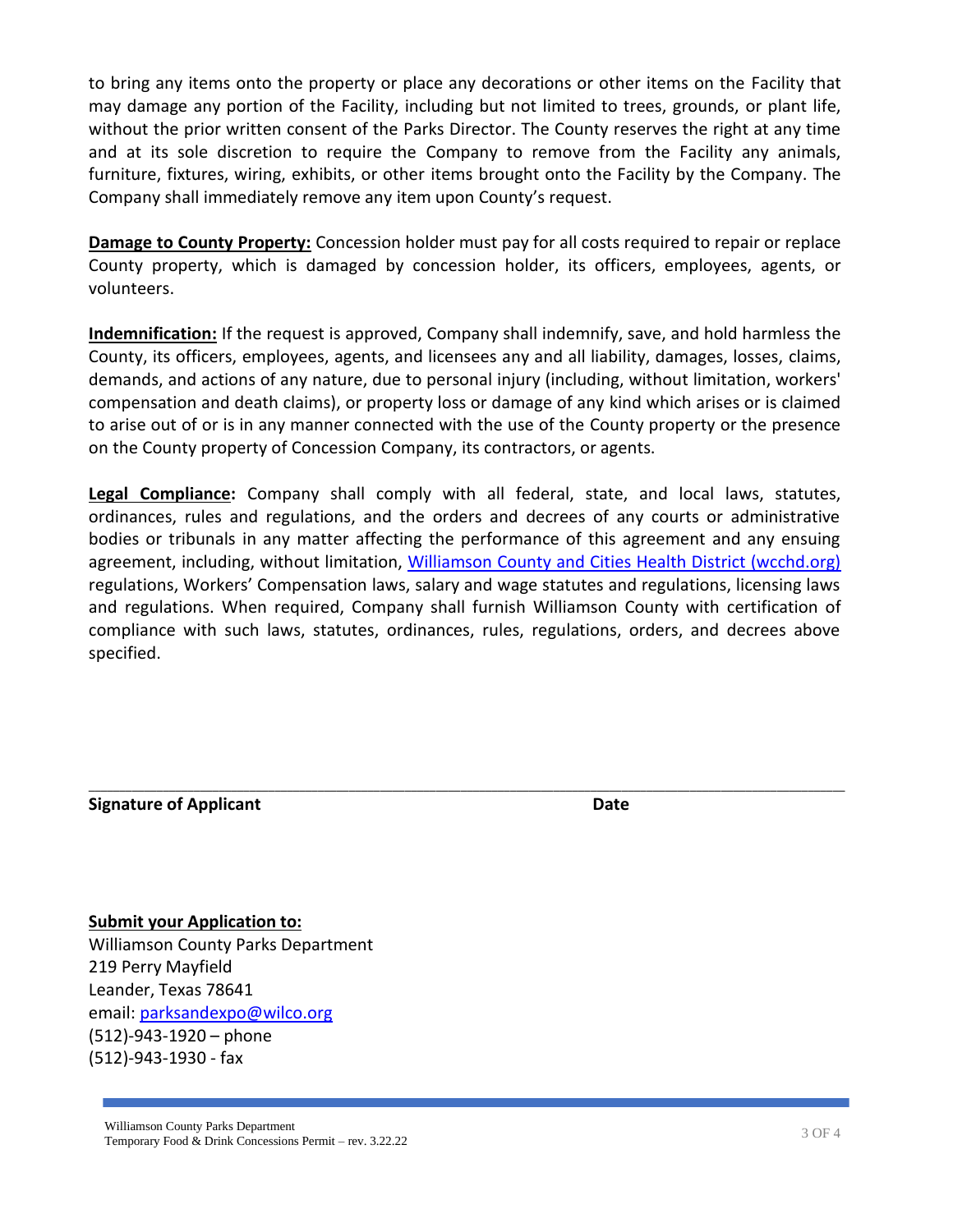to bring any items onto the property or place any decorations or other items on the Facility that may damage any portion of the Facility, including but not limited to trees, grounds, or plant life, without the prior written consent of the Parks Director. The County reserves the right at any time and at its sole discretion to require the Company to remove from the Facility any animals, furniture, fixtures, wiring, exhibits, or other items brought onto the Facility by the Company. The Company shall immediately remove any item upon County's request.

**Damage to County Property:** Concession holder must pay for all costs required to repair or replace County property, which is damaged by concession holder, its officers, employees, agents, or volunteers.

**Indemnification:** If the request is approved, Company shall indemnify, save, and hold harmless the County, its officers, employees, agents, and licensees any and all liability, damages, losses, claims, demands, and actions of any nature, due to personal injury (including, without limitation, workers' compensation and death claims), or property loss or damage of any kind which arises or is claimed to arise out of or is in any manner connected with the use of the County property or the presence on the County property of Concession Company, its contractors, or agents.

**Legal Compliance:** Company shall comply with all federal, state, and local laws, statutes, ordinances, rules and regulations, and the orders and decrees of any courts or administrative bodies or tribunals in any matter affecting the performance of this agreement and any ensuing agreement, including, without limitation, Williamson County and Cities Health District (wcchd.org) regulations, Workers' Compensation laws, salary and wage statutes and regulations, licensing laws and regulations. When required, Company shall furnish Williamson County with certification of compliance with such laws, statutes, ordinances, rules, regulations, orders, and decrees above specified.

______________________________________________________________________________

**Signature of Applicant** **Date**

**Submit your Application to:**
Williamson County Parks Department
219 Perry Mayfield
Leander, Texas 78641
email: parksandexpo@wilco.org
(512)-943-1920 – phone
(512)-943-1930 - fax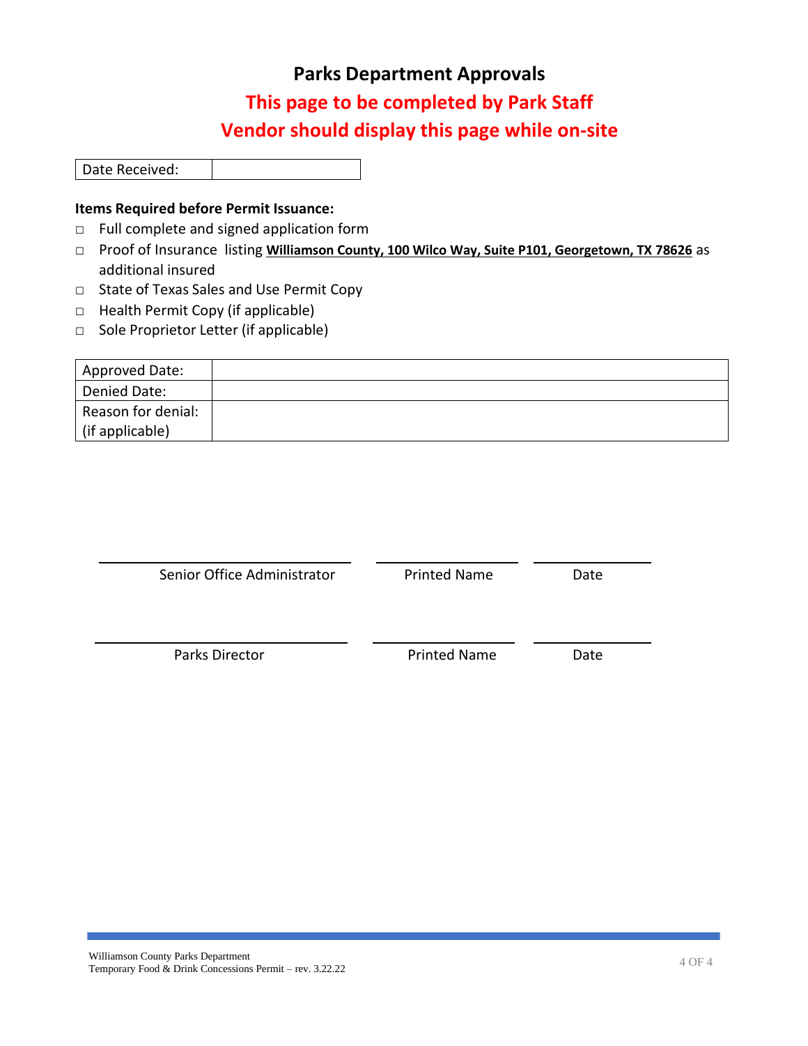## Parks Department Approvals

**This page to be completed by Park Staff**

**Vendor should display this page while on-site**

| | |
|---|---|
| Date Received: | |

**Items Required before Permit Issuance:**

- □ Full complete and signed application form
- □ Proof of Insurance listing **Williamson County, 100 Wilco Way, Suite P101, Georgetown, TX 78626** as additional insured
- □ State of Texas Sales and Use Permit Copy
- □ Health Permit Copy (if applicable)
- □ Sole Proprietor Letter (if applicable)

| | |
|---|---|
| Approved Date: | |
| Denied Date: | |
| Reason for denial: (if applicable) | |

| | | |
|---|---|---|
| Senior Office Administrator | Printed Name | Date |
| Parks Director | Printed Name | Date |

Williamson County Parks Department
Temporary Food & Drink Concessions Permit – rev. 3.22.22